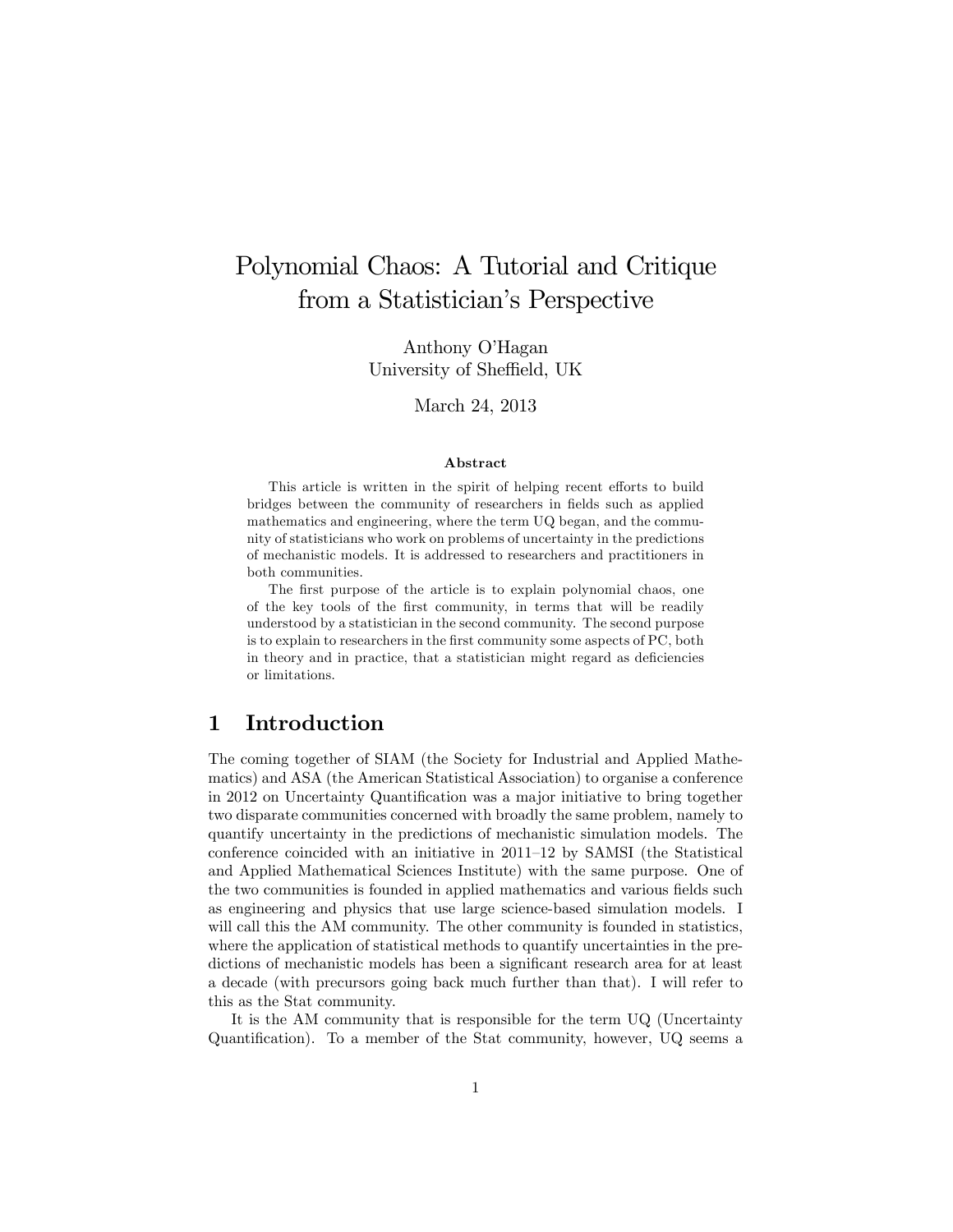# Polynomial Chaos: A Tutorial and Critique from a Statistician's Perspective

Anthony O'Hagan
University of Sheffield, UK

March 24, 2013

**Abstract**

This article is written in the spirit of helping recent efforts to build bridges between the community of researchers in fields such as applied mathematics and engineering, where the term UQ began, and the community of statisticians who work on problems of uncertainty in the predictions of mechanistic models. It is addressed to researchers and practitioners in both communities.

The first purpose of the article is to explain polynomial chaos, one of the key tools of the first community, in terms that will be readily understood by a statistician in the second community. The second purpose is to explain to researchers in the first community some aspects of PC, both in theory and in practice, that a statistician might regard as deficiencies or limitations.

## 1 Introduction

The coming together of SIAM (the Society for Industrial and Applied Mathematics) and ASA (the American Statistical Association) to organise a conference in 2012 on Uncertainty Quantification was a major initiative to bring together two disparate communities concerned with broadly the same problem, namely to quantify uncertainty in the predictions of mechanistic simulation models. The conference coincided with an initiative in 2011–12 by SAMSI (the Statistical and Applied Mathematical Sciences Institute) with the same purpose. One of the two communities is founded in applied mathematics and various fields such as engineering and physics that use large science-based simulation models. I will call this the AM community. The other community is founded in statistics, where the application of statistical methods to quantify uncertainties in the predictions of mechanistic models has been a significant research area for at least a decade (with precursors going back much further than that). I will refer to this as the Stat community.

It is the AM community that is responsible for the term UQ (Uncertainty Quantification). To a member of the Stat community, however, UQ seems a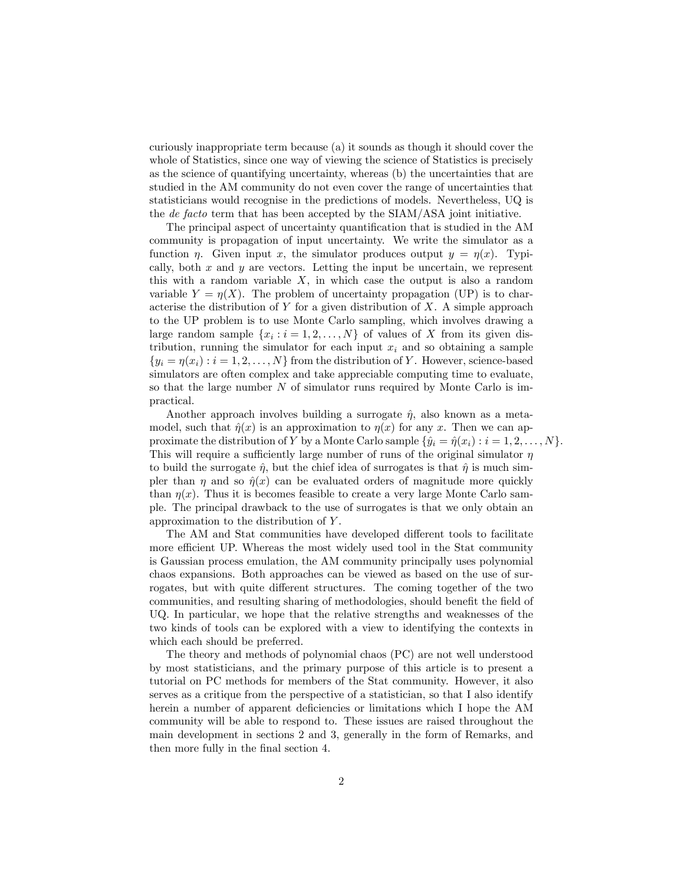curiously inappropriate term because (a) it sounds as though it should cover the whole of Statistics, since one way of viewing the science of Statistics is precisely as the science of quantifying uncertainty, whereas (b) the uncertainties that are studied in the AM community do not even cover the range of uncertainties that statisticians would recognise in the predictions of models. Nevertheless, UQ is the *de facto* term that has been accepted by the SIAM/ASA joint initiative.

The principal aspect of uncertainty quantification that is studied in the AM community is propagation of input uncertainty. We write the simulator as a function $\eta$. Given input $x$, the simulator produces output $y = \eta(x)$. Typically, both $x$ and $y$ are vectors. Letting the input be uncertain, we represent this with a random variable $X$, in which case the output is also a random variable $Y = \eta(X)$. The problem of uncertainty propagation (UP) is to characterise the distribution of $Y$ for a given distribution of $X$. A simple approach to the UP problem is to use Monte Carlo sampling, which involves drawing a large random sample $\{x_i : i = 1, 2, \ldots, N\}$ of values of $X$ from its given distribution, running the simulator for each input $x_i$ and so obtaining a sample $\{y_i = \eta(x_i) : i = 1, 2, \ldots, N\}$ from the distribution of $Y$. However, science-based simulators are often complex and take appreciable computing time to evaluate, so that the large number $N$ of simulator runs required by Monte Carlo is impractical.

Another approach involves building a surrogate $\hat{\eta}$, also known as a metamodel, such that $\hat{\eta}(x)$ is an approximation to $\eta(x)$ for any $x$. Then we can approximate the distribution of $Y$ by a Monte Carlo sample $\{\hat{y}_i = \hat{\eta}(x_i) : i = 1, 2, \ldots, N\}$. This will require a sufficiently large number of runs of the original simulator $\eta$ to build the surrogate $\hat{\eta}$, but the chief idea of surrogates is that $\hat{\eta}$ is much simpler than $\eta$ and so $\hat{\eta}(x)$ can be evaluated orders of magnitude more quickly than $\eta(x)$. Thus it is becomes feasible to create a very large Monte Carlo sample. The principal drawback to the use of surrogates is that we only obtain an approximation to the distribution of $Y$.

The AM and Stat communities have developed different tools to facilitate more efficient UP. Whereas the most widely used tool in the Stat community is Gaussian process emulation, the AM community principally uses polynomial chaos expansions. Both approaches can be viewed as based on the use of surrogates, but with quite different structures. The coming together of the two communities, and resulting sharing of methodologies, should benefit the field of UQ. In particular, we hope that the relative strengths and weaknesses of the two kinds of tools can be explored with a view to identifying the contexts in which each should be preferred.

The theory and methods of polynomial chaos (PC) are not well understood by most statisticians, and the primary purpose of this article is to present a tutorial on PC methods for members of the Stat community. However, it also serves as a critique from the perspective of a statistician, so that I also identify herein a number of apparent deficiencies or limitations which I hope the AM community will be able to respond to. These issues are raised throughout the main development in sections 2 and 3, generally in the form of Remarks, and then more fully in the final section 4.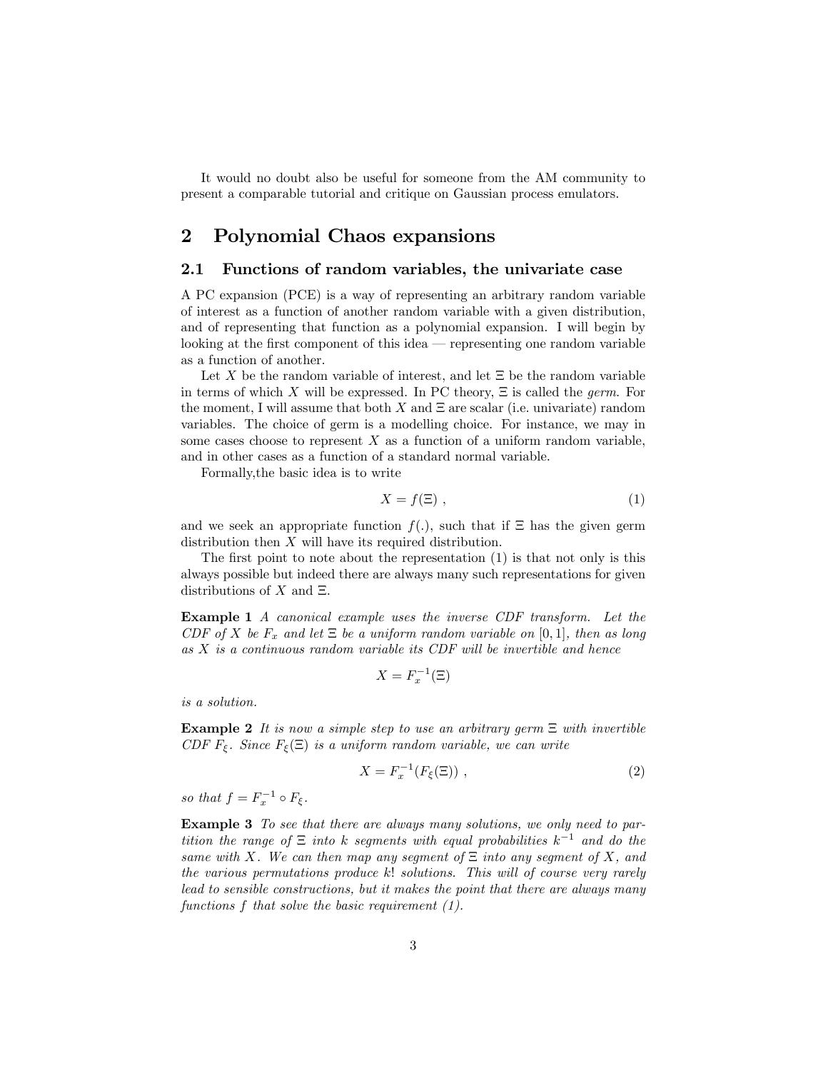It would no doubt also be useful for someone from the AM community to present a comparable tutorial and critique on Gaussian process emulators.

## 2 Polynomial Chaos expansions

### 2.1 Functions of random variables, the univariate case

A PC expansion (PCE) is a way of representing an arbitrary random variable of interest as a function of another random variable with a given distribution, and of representing that function as a polynomial expansion. I will begin by looking at the first component of this idea — representing one random variable as a function of another.

Let $X$ be the random variable of interest, and let $\Xi$ be the random variable in terms of which $X$ will be expressed. In PC theory, $\Xi$ is called the *germ*. For the moment, I will assume that both $X$ and $\Xi$ are scalar (i.e. univariate) random variables. The choice of germ is a modelling choice. For instance, we may in some cases choose to represent $X$ as a function of a uniform random variable, and in other cases as a function of a standard normal variable.

Formally,the basic idea is to write

$$X = f(\Xi) \;, \tag{1}$$

and we seek an appropriate function $f(.)$, such that if $\Xi$ has the given germ distribution then $X$ will have its required distribution.

The first point to note about the representation (1) is that not only is this always possible but indeed there are always many such representations for given distributions of $X$ and $\Xi$.

**Example 1** *A canonical example uses the inverse CDF transform. Let the CDF of $X$ be $F_x$ and let $\Xi$ be a uniform random variable on $[0, 1]$, then as long as $X$ is a continuous random variable its CDF will be invertible and hence*

$$X = F_x^{-1}(\Xi)$$

*is a solution.*

**Example 2** *It is now a simple step to use an arbitrary germ $\Xi$ with invertible CDF $F_\xi$. Since $F_\xi(\Xi)$ is a uniform random variable, we can write*

$$X = F_x^{-1}(F_\xi(\Xi)) \;, \tag{2}$$

*so that $f = F_x^{-1} \circ F_\xi$.*

**Example 3** *To see that there are always many solutions, we only need to partition the range of $\Xi$ into $k$ segments with equal probabilities $k^{-1}$ and do the same with $X$. We can then map any segment of $\Xi$ into any segment of $X$, and the various permutations produce $k!$ solutions. This will of course very rarely lead to sensible constructions, but it makes the point that there are always many functions $f$ that solve the basic requirement (1).*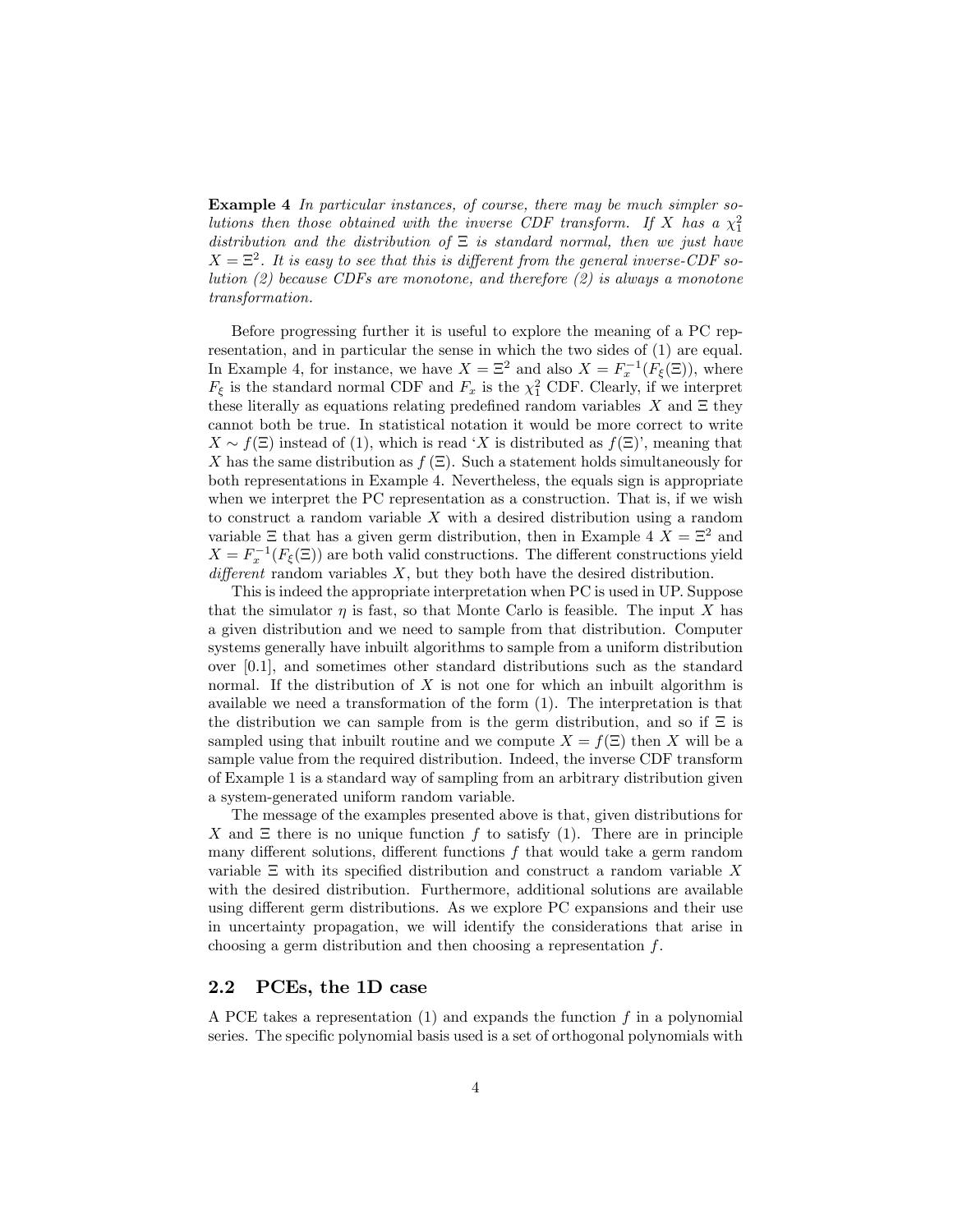**Example 4** *In particular instances, of course, there may be much simpler solutions then those obtained with the inverse CDF transform. If $X$ has a $\chi^2_1$ distribution and the distribution of $\Xi$ is standard normal, then we just have $X = \Xi^2$. It is easy to see that this is different from the general inverse-CDF solution (2) because CDFs are monotone, and therefore (2) is always a monotone transformation.*

Before progressing further it is useful to explore the meaning of a PC representation, and in particular the sense in which the two sides of (1) are equal. In Example 4, for instance, we have $X = \Xi^2$ and also $X = F_x^{-1}(F_\xi(\Xi))$, where $F_\xi$ is the standard normal CDF and $F_x$ is the $\chi^2_1$ CDF. Clearly, if we interpret these literally as equations relating predefined random variables $X$ and $\Xi$ they cannot both be true. In statistical notation it would be more correct to write $X \sim f(\Xi)$ instead of (1), which is read '$X$ is distributed as $f(\Xi)$', meaning that $X$ has the same distribution as $f(\Xi)$. Such a statement holds simultaneously for both representations in Example 4. Nevertheless, the equals sign is appropriate when we interpret the PC representation as a construction. That is, if we wish to construct a random variable $X$ with a desired distribution using a random variable $\Xi$ that has a given germ distribution, then in Example 4 $X = \Xi^2$ and $X = F_x^{-1}(F_\xi(\Xi))$ are both valid constructions. The different constructions yield *different* random variables $X$, but they both have the desired distribution.

This is indeed the appropriate interpretation when PC is used in UP. Suppose that the simulator $\eta$ is fast, so that Monte Carlo is feasible. The input $X$ has a given distribution and we need to sample from that distribution. Computer systems generally have inbuilt algorithms to sample from a uniform distribution over [0.1], and sometimes other standard distributions such as the standard normal. If the distribution of $X$ is not one for which an inbuilt algorithm is available we need a transformation of the form (1). The interpretation is that the distribution we can sample from is the germ distribution, and so if $\Xi$ is sampled using that inbuilt routine and we compute $X = f(\Xi)$ then $X$ will be a sample value from the required distribution. Indeed, the inverse CDF transform of Example 1 is a standard way of sampling from an arbitrary distribution given a system-generated uniform random variable.

The message of the examples presented above is that, given distributions for $X$ and $\Xi$ there is no unique function $f$ to satisfy (1). There are in principle many different solutions, different functions $f$ that would take a germ random variable $\Xi$ with its specified distribution and construct a random variable $X$ with the desired distribution. Furthermore, additional solutions are available using different germ distributions. As we explore PC expansions and their use in uncertainty propagation, we will identify the considerations that arise in choosing a germ distribution and then choosing a representation $f$.

## 2.2 PCEs, the 1D case

A PCE takes a representation (1) and expands the function $f$ in a polynomial series. The specific polynomial basis used is a set of orthogonal polynomials with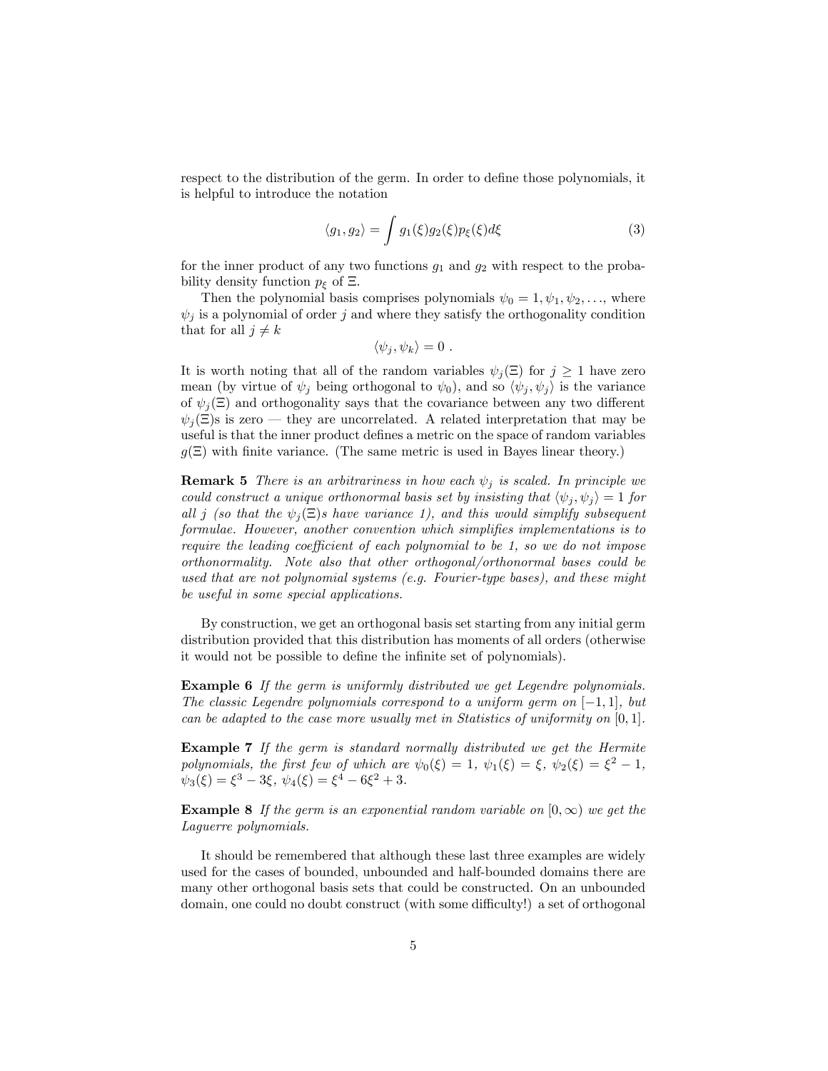respect to the distribution of the germ. In order to define those polynomials, it is helpful to introduce the notation

$$\langle g_1, g_2 \rangle = \int g_1(\xi) g_2(\xi) p_\xi(\xi) d\xi \tag{3}$$

for the inner product of any two functions $g_1$ and $g_2$ with respect to the probability density function $p_\xi$ of $\Xi$.

Then the polynomial basis comprises polynomials $\psi_0 = 1, \psi_1, \psi_2, \ldots$, where $\psi_j$ is a polynomial of order $j$ and where they satisfy the orthogonality condition that for all $j \neq k$

$$\langle \psi_j, \psi_k \rangle = 0 \ .$$

It is worth noting that all of the random variables $\psi_j(\Xi)$ for $j \geq 1$ have zero mean (by virtue of $\psi_j$ being orthogonal to $\psi_0$), and so $\langle \psi_j, \psi_j \rangle$ is the variance of $\psi_j(\Xi)$ and orthogonality says that the covariance between any two different $\psi_j(\Xi)$s is zero — they are uncorrelated. A related interpretation that may be useful is that the inner product defines a metric on the space of random variables $g(\Xi)$ with finite variance. (The same metric is used in Bayes linear theory.)

**Remark 5** *There is an arbitrariness in how each $\psi_j$ is scaled. In principle we could construct a unique orthonormal basis set by insisting that $\langle \psi_j, \psi_j \rangle = 1$ for all $j$ (so that the $\psi_j(\Xi)$s have variance 1), and this would simplify subsequent formulae. However, another convention which simplifies implementations is to require the leading coefficient of each polynomial to be 1, so we do not impose orthonormality. Note also that other orthogonal/orthonormal bases could be used that are not polynomial systems (e.g. Fourier-type bases), and these might be useful in some special applications.*

By construction, we get an orthogonal basis set starting from any initial germ distribution provided that this distribution has moments of all orders (otherwise it would not be possible to define the infinite set of polynomials).

**Example 6** *If the germ is uniformly distributed we get Legendre polynomials. The classic Legendre polynomials correspond to a uniform germ on $[-1, 1]$, but can be adapted to the case more usually met in Statistics of uniformity on $[0, 1]$.*

**Example 7** *If the germ is standard normally distributed we get the Hermite polynomials, the first few of which are $\psi_0(\xi) = 1$, $\psi_1(\xi) = \xi$, $\psi_2(\xi) = \xi^2 - 1$, $\psi_3(\xi) = \xi^3 - 3\xi$, $\psi_4(\xi) = \xi^4 - 6\xi^2 + 3$.*

**Example 8** *If the germ is an exponential random variable on $[0, \infty)$ we get the Laguerre polynomials.*

It should be remembered that although these last three examples are widely used for the cases of bounded, unbounded and half-bounded domains there are many other orthogonal basis sets that could be constructed. On an unbounded domain, one could no doubt construct (with some difficulty!) a set of orthogonal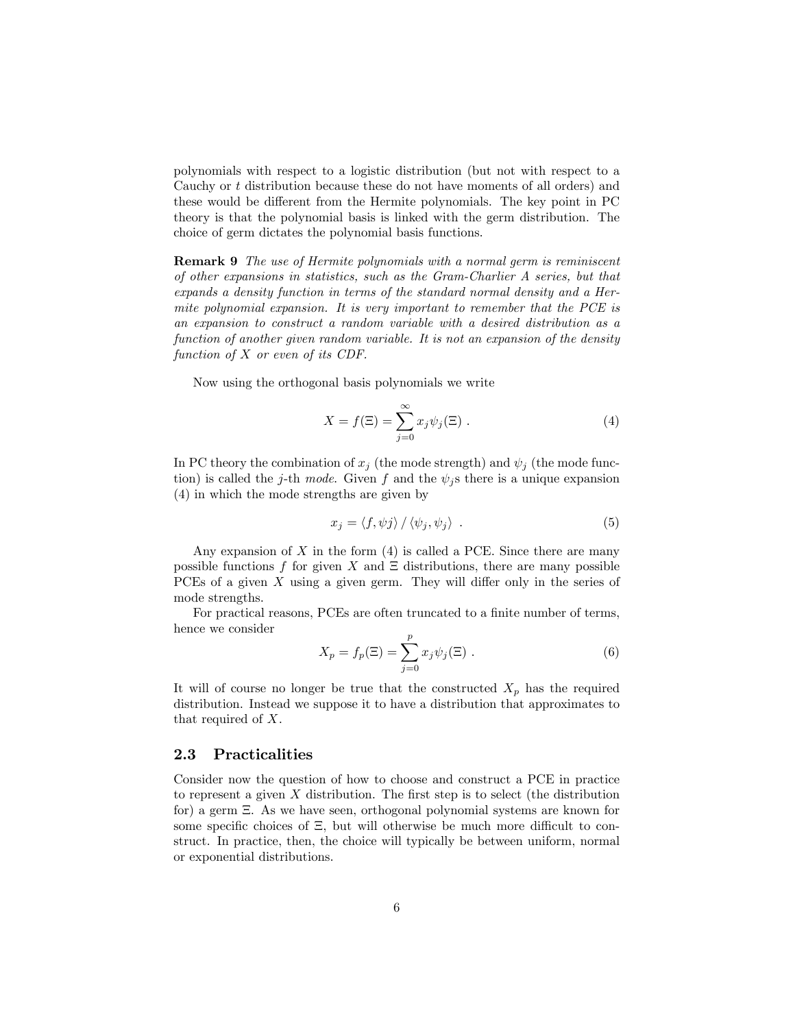polynomials with respect to a logistic distribution (but not with respect to a Cauchy or $t$ distribution because these do not have moments of all orders) and these would be different from the Hermite polynomials. The key point in PC theory is that the polynomial basis is linked with the germ distribution. The choice of germ dictates the polynomial basis functions.

**Remark 9** *The use of Hermite polynomials with a normal germ is reminiscent of other expansions in statistics, such as the Gram-Charlier A series, but that expands a density function in terms of the standard normal density and a Hermite polynomial expansion. It is very important to remember that the PCE is an expansion to construct a random variable with a desired distribution as a function of another given random variable. It is not an expansion of the density function of $X$ or even of its CDF.*

Now using the orthogonal basis polynomials we write

$$X = f(\Xi) = \sum_{j=0}^{\infty} x_j \psi_j(\Xi) \ . \tag{4}$$

In PC theory the combination of $x_j$ (the mode strength) and $\psi_j$ (the mode function) is called the $j$-th *mode*. Given $f$ and the $\psi_j$s there is a unique expansion (4) in which the mode strengths are given by

$$x_j = \langle f, \psi j \rangle \, / \, \langle \psi_j, \psi_j \rangle \ . \tag{5}$$

Any expansion of $X$ in the form (4) is called a PCE. Since there are many possible functions $f$ for given $X$ and $\Xi$ distributions, there are many possible PCEs of a given $X$ using a given germ. They will differ only in the series of mode strengths.

For practical reasons, PCEs are often truncated to a finite number of terms, hence we consider

$$X_p = f_p(\Xi) = \sum_{j=0}^{p} x_j \psi_j(\Xi) \ . \tag{6}$$

It will of course no longer be true that the constructed $X_p$ has the required distribution. Instead we suppose it to have a distribution that approximates to that required of $X$.

## 2.3 Practicalities

Consider now the question of how to choose and construct a PCE in practice to represent a given $X$ distribution. The first step is to select (the distribution for) a germ $\Xi$. As we have seen, orthogonal polynomial systems are known for some specific choices of $\Xi$, but will otherwise be much more difficult to construct. In practice, then, the choice will typically be between uniform, normal or exponential distributions.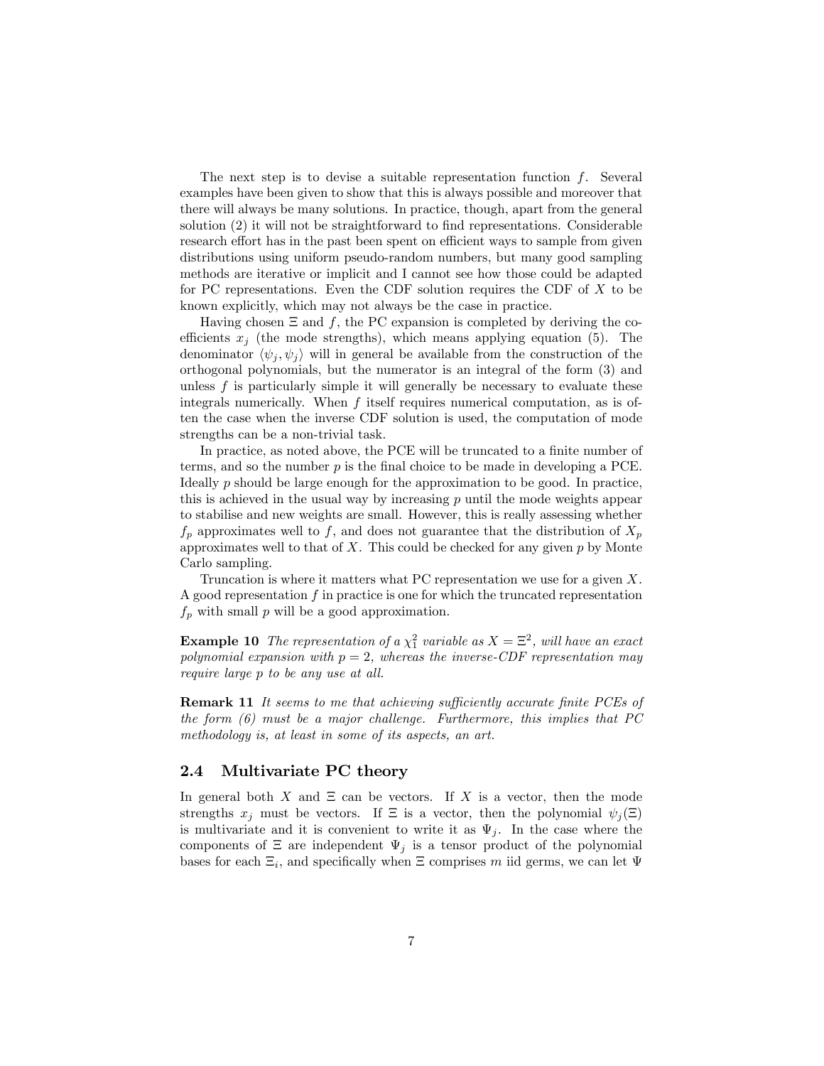The next step is to devise a suitable representation function $f$. Several examples have been given to show that this is always possible and moreover that there will always be many solutions. In practice, though, apart from the general solution (2) it will not be straightforward to find representations. Considerable research effort has in the past been spent on efficient ways to sample from given distributions using uniform pseudo-random numbers, but many good sampling methods are iterative or implicit and I cannot see how those could be adapted for PC representations. Even the CDF solution requires the CDF of $X$ to be known explicitly, which may not always be the case in practice.

Having chosen $\Xi$ and $f$, the PC expansion is completed by deriving the coefficients $x_j$ (the mode strengths), which means applying equation (5). The denominator $\langle \psi_j, \psi_j \rangle$ will in general be available from the construction of the orthogonal polynomials, but the numerator is an integral of the form (3) and unless $f$ is particularly simple it will generally be necessary to evaluate these integrals numerically. When $f$ itself requires numerical computation, as is often the case when the inverse CDF solution is used, the computation of mode strengths can be a non-trivial task.

In practice, as noted above, the PCE will be truncated to a finite number of terms, and so the number $p$ is the final choice to be made in developing a PCE. Ideally $p$ should be large enough for the approximation to be good. In practice, this is achieved in the usual way by increasing $p$ until the mode weights appear to stabilise and new weights are small. However, this is really assessing whether $f_p$ approximates well to $f$, and does not guarantee that the distribution of $X_p$ approximates well to that of $X$. This could be checked for any given $p$ by Monte Carlo sampling.

Truncation is where it matters what PC representation we use for a given $X$. A good representation $f$ in practice is one for which the truncated representation $f_p$ with small $p$ will be a good approximation.

**Example 10** *The representation of a $\chi_1^2$ variable as $X = \Xi^2$, will have an exact polynomial expansion with $p = 2$, whereas the inverse-CDF representation may require large $p$ to be any use at all.*

**Remark 11** *It seems to me that achieving sufficiently accurate finite PCEs of the form (6) must be a major challenge. Furthermore, this implies that PC methodology is, at least in some of its aspects, an art.*

## 2.4 Multivariate PC theory

In general both $X$ and $\Xi$ can be vectors. If $X$ is a vector, then the mode strengths $x_j$ must be vectors. If $\Xi$ is a vector, then the polynomial $\psi_j(\Xi)$ is multivariate and it is convenient to write it as $\Psi_j$. In the case where the components of $\Xi$ are independent $\Psi_j$ is a tensor product of the polynomial bases for each $\Xi_i$, and specifically when $\Xi$ comprises $m$ iid germs, we can let $\Psi$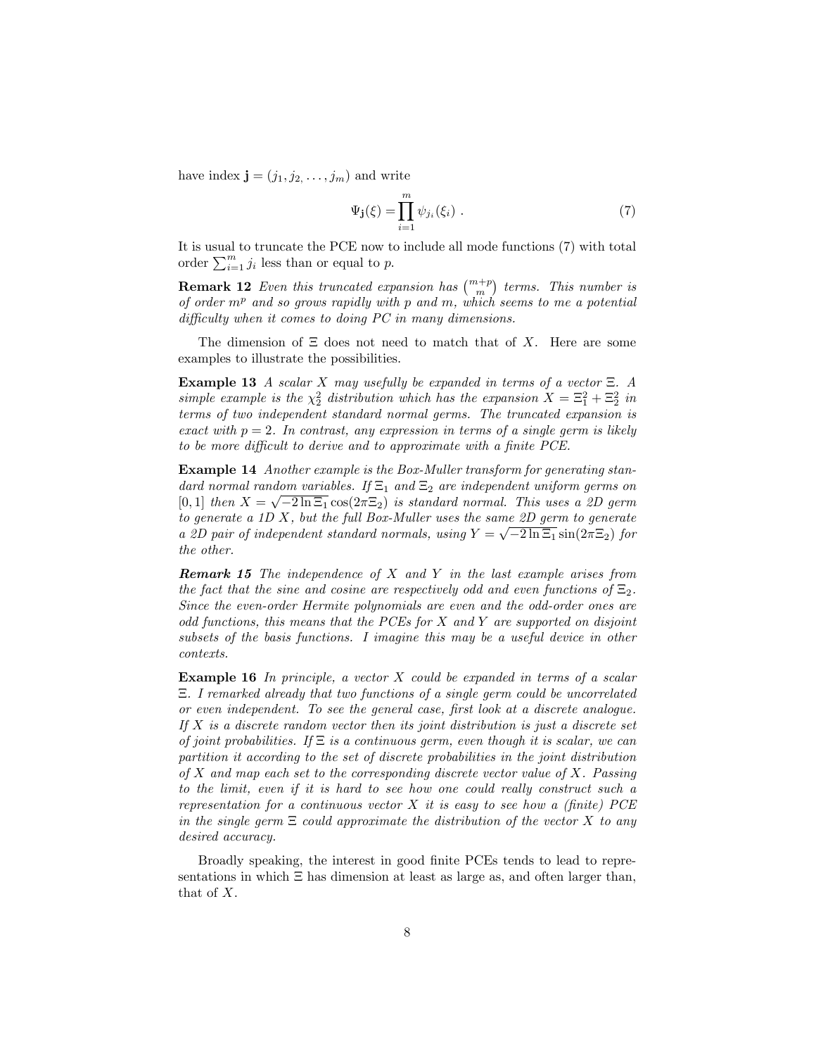have index $\mathbf{j} = (j_1, j_2, \ldots, j_m)$ and write

$$\Psi_{\mathbf{j}}(\xi) = \prod_{i=1}^{m} \psi_{j_i}(\xi_i) \; . \tag{7}$$

It is usual to truncate the PCE now to include all mode functions (7) with total order $\sum_{i=1}^{m} j_i$ less than or equal to $p$.

**Remark 12** *Even this truncated expansion has $\binom{m+p}{m}$ terms. This number is of order $m^p$ and so grows rapidly with $p$ and $m$, which seems to me a potential difficulty when it comes to doing PC in many dimensions.*

The dimension of $\Xi$ does not need to match that of $X$. Here are some examples to illustrate the possibilities.

**Example 13** *A scalar $X$ may usefully be expanded in terms of a vector $\Xi$. A simple example is the $\chi^2_2$ distribution which has the expansion $X = \Xi_1^2 + \Xi_2^2$ in terms of two independent standard normal germs. The truncated expansion is exact with $p = 2$. In contrast, any expression in terms of a single germ is likely to be more difficult to derive and to approximate with a finite PCE.*

**Example 14** *Another example is the Box-Muller transform for generating standard normal random variables. If $\Xi_1$ and $\Xi_2$ are independent uniform germs on $[0, 1]$ then $X = \sqrt{-2 \ln \Xi_1} \cos(2\pi\Xi_2)$ is standard normal. This uses a 2D germ to generate a 1D $X$, but the full Box-Muller uses the same 2D germ to generate a 2D pair of independent standard normals, using $Y = \sqrt{-2 \ln \Xi_1} \sin(2\pi\Xi_2)$ for the other.*

***Remark 15*** *The independence of $X$ and $Y$ in the last example arises from the fact that the sine and cosine are respectively odd and even functions of $\Xi_2$. Since the even-order Hermite polynomials are even and the odd-order ones are odd functions, this means that the PCEs for $X$ and $Y$ are supported on disjoint subsets of the basis functions. I imagine this may be a useful device in other contexts.*

**Example 16** *In principle, a vector $X$ could be expanded in terms of a scalar $\Xi$. I remarked already that two functions of a single germ could be uncorrelated or even independent. To see the general case, first look at a discrete analogue. If $X$ is a discrete random vector then its joint distribution is just a discrete set of joint probabilities. If $\Xi$ is a continuous germ, even though it is scalar, we can partition it according to the set of discrete probabilities in the joint distribution of $X$ and map each set to the corresponding discrete vector value of $X$. Passing to the limit, even if it is hard to see how one could really construct such a representation for a continuous vector $X$ it is easy to see how a (finite) PCE in the single germ $\Xi$ could approximate the distribution of the vector $X$ to any desired accuracy.*

Broadly speaking, the interest in good finite PCEs tends to lead to representations in which $\Xi$ has dimension at least as large as, and often larger than, that of $X$.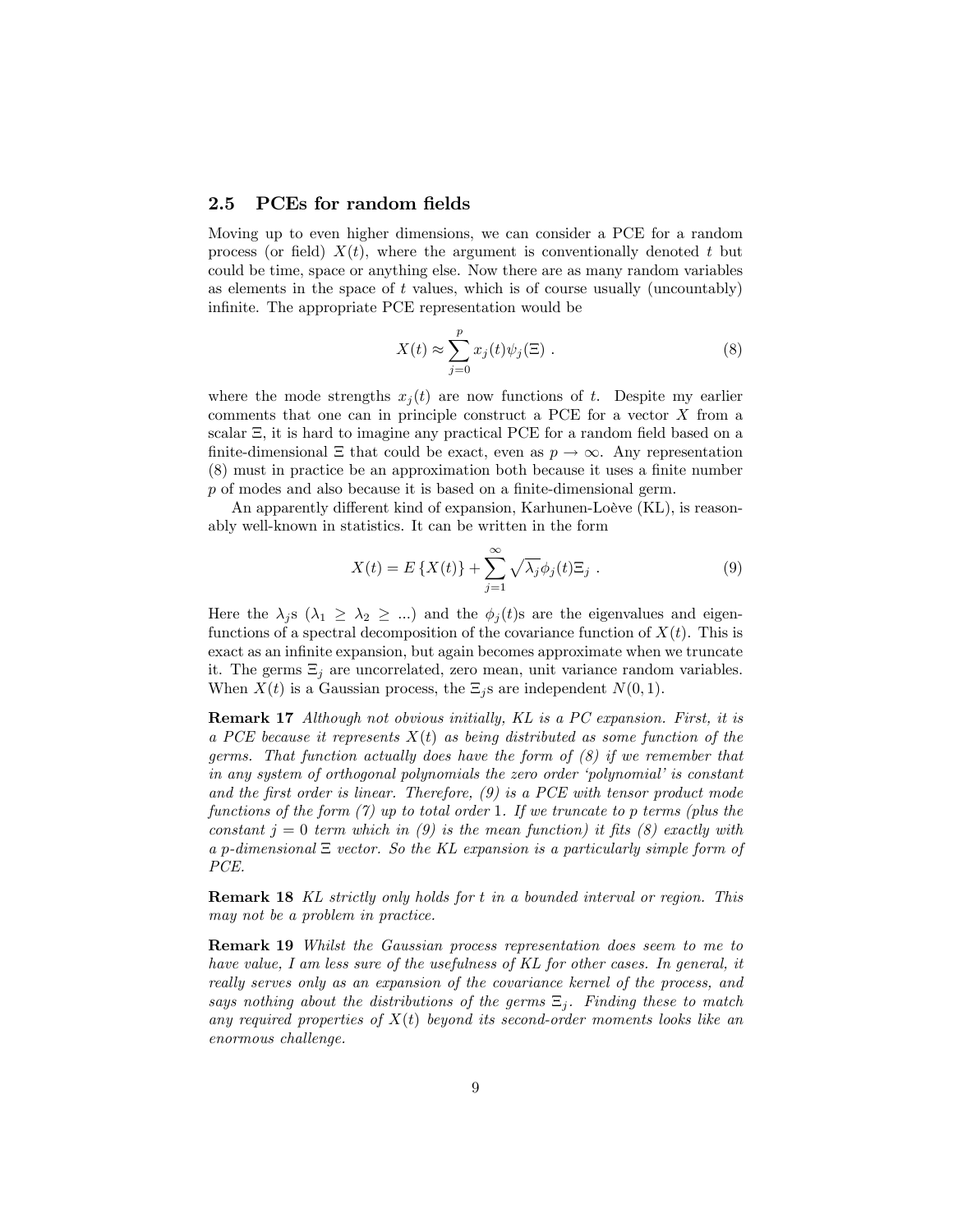### 2.5 PCEs for random fields

Moving up to even higher dimensions, we can consider a PCE for a random process (or field) $X(t)$, where the argument is conventionally denoted $t$ but could be time, space or anything else. Now there are as many random variables as elements in the space of $t$ values, which is of course usually (uncountably) infinite. The appropriate PCE representation would be

$$X(t) \approx \sum_{j=0}^{p} x_j(t)\psi_j(\Xi) \ . \tag{8}$$

where the mode strengths $x_j(t)$ are now functions of $t$. Despite my earlier comments that one can in principle construct a PCE for a vector $X$ from a scalar $\Xi$, it is hard to imagine any practical PCE for a random field based on a finite-dimensional $\Xi$ that could be exact, even as $p \to \infty$. Any representation (8) must in practice be an approximation both because it uses a finite number $p$ of modes and also because it is based on a finite-dimensional germ.

An apparently different kind of expansion, Karhunen-Loève (KL), is reasonably well-known in statistics. It can be written in the form

$$X(t) = E\left\{X(t)\right\} + \sum_{j=1}^{\infty} \sqrt{\lambda_j}\phi_j(t)\Xi_j \ . \tag{9}$$

Here the $\lambda_j$s ($\lambda_1 \geq \lambda_2 \geq \ldots$) and the $\phi_j(t)$s are the eigenvalues and eigenfunctions of a spectral decomposition of the covariance function of $X(t)$. This is exact as an infinite expansion, but again becomes approximate when we truncate it. The germs $\Xi_j$ are uncorrelated, zero mean, unit variance random variables. When $X(t)$ is a Gaussian process, the $\Xi_j$s are independent $N(0, 1)$.

**Remark 17** *Although not obvious initially, KL is a PC expansion. First, it is a PCE because it represents $X(t)$ as being distributed as some function of the germs. That function actually does have the form of (8) if we remember that in any system of orthogonal polynomials the zero order 'polynomial' is constant and the first order is linear. Therefore, (9) is a PCE with tensor product mode functions of the form (7) up to total order 1. If we truncate to $p$ terms (plus the constant $j = 0$ term which in (9) is the mean function) it fits (8) exactly with a $p$-dimensional $\Xi$ vector. So the KL expansion is a particularly simple form of PCE.*

**Remark 18** *KL strictly only holds for $t$ in a bounded interval or region. This may not be a problem in practice.*

**Remark 19** *Whilst the Gaussian process representation does seem to me to have value, I am less sure of the usefulness of KL for other cases. In general, it really serves only as an expansion of the covariance kernel of the process, and says nothing about the distributions of the germs $\Xi_j$. Finding these to match any required properties of $X(t)$ beyond its second-order moments looks like an enormous challenge.*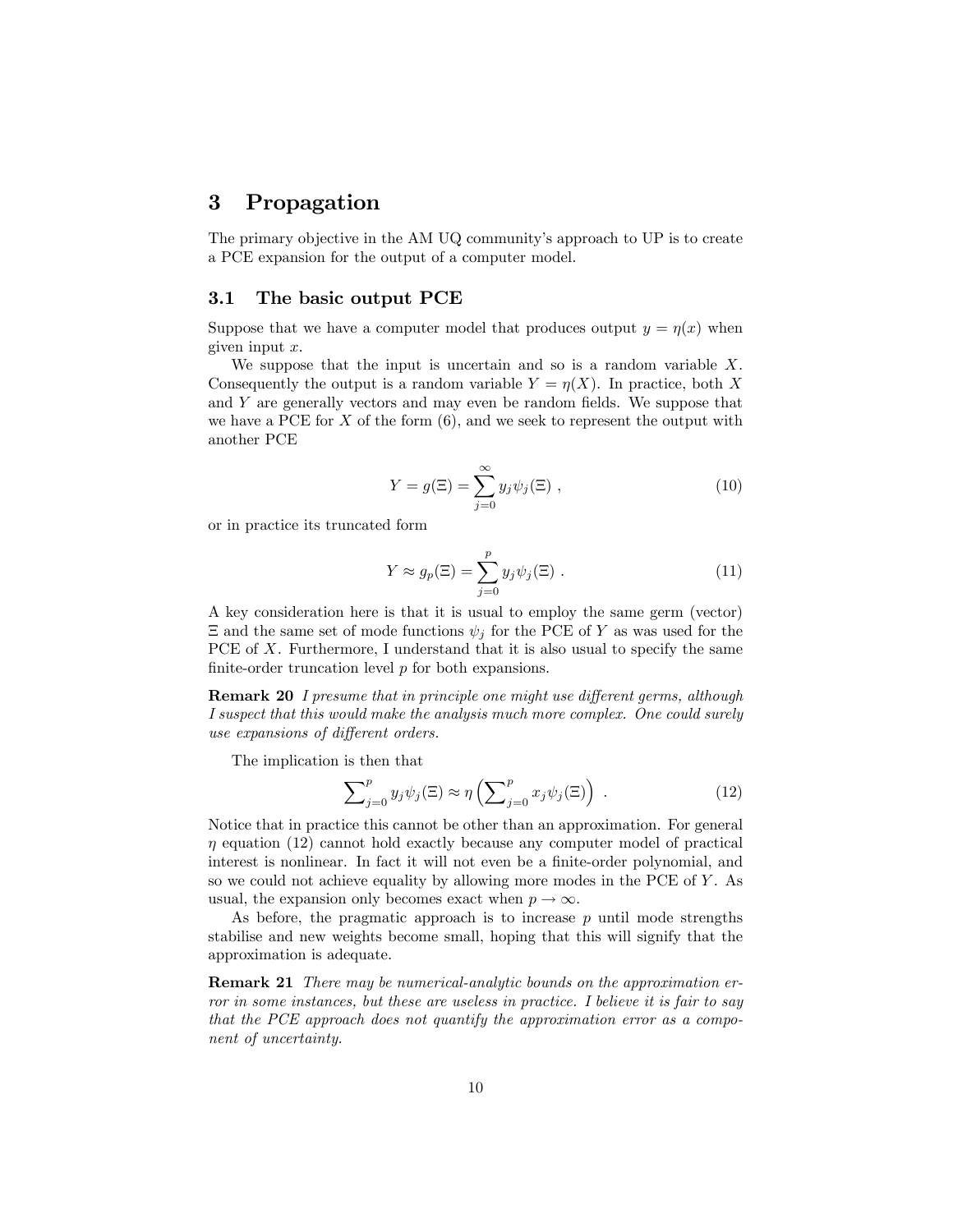## 3 Propagation

The primary objective in the AM UQ community's approach to UP is to create a PCE expansion for the output of a computer model.

### 3.1 The basic output PCE

Suppose that we have a computer model that produces output $y = \eta(x)$ when given input $x$.

We suppose that the input is uncertain and so is a random variable $X$. Consequently the output is a random variable $Y = \eta(X)$. In practice, both $X$ and $Y$ are generally vectors and may even be random fields. We suppose that we have a PCE for $X$ of the form (6), and we seek to represent the output with another PCE

$$Y = g(\Xi) = \sum_{j=0}^{\infty} y_j \psi_j(\Xi) \ , \tag{10}$$

or in practice its truncated form

$$Y \approx g_p(\Xi) = \sum_{j=0}^{p} y_j \psi_j(\Xi) \ . \tag{11}$$

A key consideration here is that it is usual to employ the same germ (vector) $\Xi$ and the same set of mode functions $\psi_j$ for the PCE of $Y$ as was used for the PCE of $X$. Furthermore, I understand that it is also usual to specify the same finite-order truncation level $p$ for both expansions.

**Remark 20** *I presume that in principle one might use different germs, although I suspect that this would make the analysis much more complex. One could surely use expansions of different orders.*

The implication is then that

$$\sum\nolimits_{j=0}^{p} y_j \psi_j(\Xi) \approx \eta\left(\sum\nolimits_{j=0}^{p} x_j \psi_j(\Xi)\right) \ . \tag{12}$$

Notice that in practice this cannot be other than an approximation. For general $\eta$ equation (12) cannot hold exactly because any computer model of practical interest is nonlinear. In fact it will not even be a finite-order polynomial, and so we could not achieve equality by allowing more modes in the PCE of $Y$. As usual, the expansion only becomes exact when $p \to \infty$.

As before, the pragmatic approach is to increase $p$ until mode strengths stabilise and new weights become small, hoping that this will signify that the approximation is adequate.

**Remark 21** *There may be numerical-analytic bounds on the approximation error in some instances, but these are useless in practice. I believe it is fair to say that the PCE approach does not quantify the approximation error as a component of uncertainty.*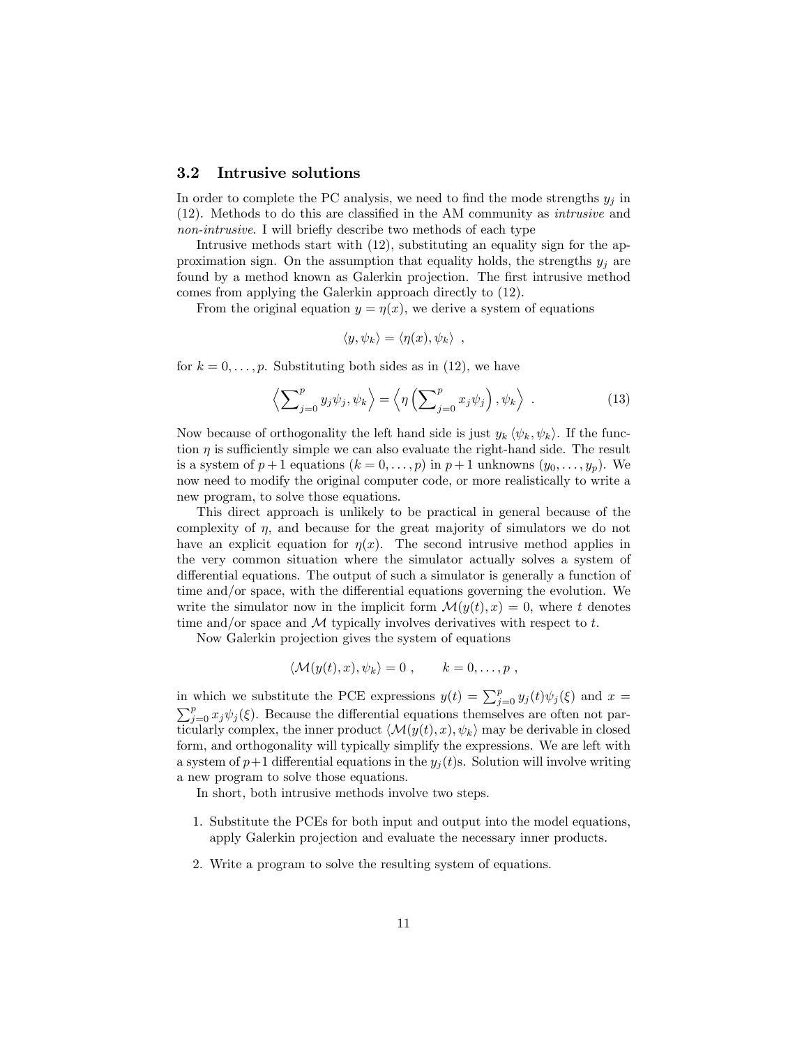### 3.2 Intrusive solutions

In order to complete the PC analysis, we need to find the mode strengths $y_j$ in (12). Methods to do this are classified in the AM community as *intrusive* and *non-intrusive*. I will briefly describe two methods of each type

Intrusive methods start with (12), substituting an equality sign for the approximation sign. On the assumption that equality holds, the strengths $y_j$ are found by a method known as Galerkin projection. The first intrusive method comes from applying the Galerkin approach directly to (12).

From the original equation $y = \eta(x)$, we derive a system of equations

$$\langle y, \psi_k \rangle = \langle \eta(x), \psi_k \rangle \ ,$$

for $k = 0, \ldots, p$. Substituting both sides as in (12), we have

$$\left\langle \sum\nolimits_{j=0}^{p} y_j \psi_j, \psi_k \right\rangle = \left\langle \eta \left( \sum\nolimits_{j=0}^{p} x_j \psi_j \right), \psi_k \right\rangle \ . \tag{13}$$

Now because of orthogonality the left hand side is just $y_k \langle \psi_k, \psi_k \rangle$. If the function $\eta$ is sufficiently simple we can also evaluate the right-hand side. The result is a system of $p+1$ equations ($k = 0, \ldots, p$) in $p+1$ unknowns ($y_0, \ldots, y_p$). We now need to modify the original computer code, or more realistically to write a new program, to solve those equations.

This direct approach is unlikely to be practical in general because of the complexity of $\eta$, and because for the great majority of simulators we do not have an explicit equation for $\eta(x)$. The second intrusive method applies in the very common situation where the simulator actually solves a system of differential equations. The output of such a simulator is generally a function of time and/or space, with the differential equations governing the evolution. We write the simulator now in the implicit form $\mathcal{M}(y(t), x) = 0$, where $t$ denotes time and/or space and $\mathcal{M}$ typically involves derivatives with respect to $t$.

Now Galerkin projection gives the system of equations

$$\langle \mathcal{M}(y(t), x), \psi_k \rangle = 0 \ , \qquad k = 0, \ldots, p \ ,$$

in which we substitute the PCE expressions $y(t) = \sum_{j=0}^{p} y_j(t)\psi_j(\xi)$ and $x = \sum_{j=0}^{p} x_j \psi_j(\xi)$. Because the differential equations themselves are often not particularly complex, the inner product $\langle \mathcal{M}(y(t), x), \psi_k \rangle$ may be derivable in closed form, and orthogonality will typically simplify the expressions. We are left with a system of $p+1$ differential equations in the $y_j(t)$s. Solution will involve writing a new program to solve those equations.

In short, both intrusive methods involve two steps.

1. Substitute the PCEs for both input and output into the model equations, apply Galerkin projection and evaluate the necessary inner products.
2. Write a program to solve the resulting system of equations.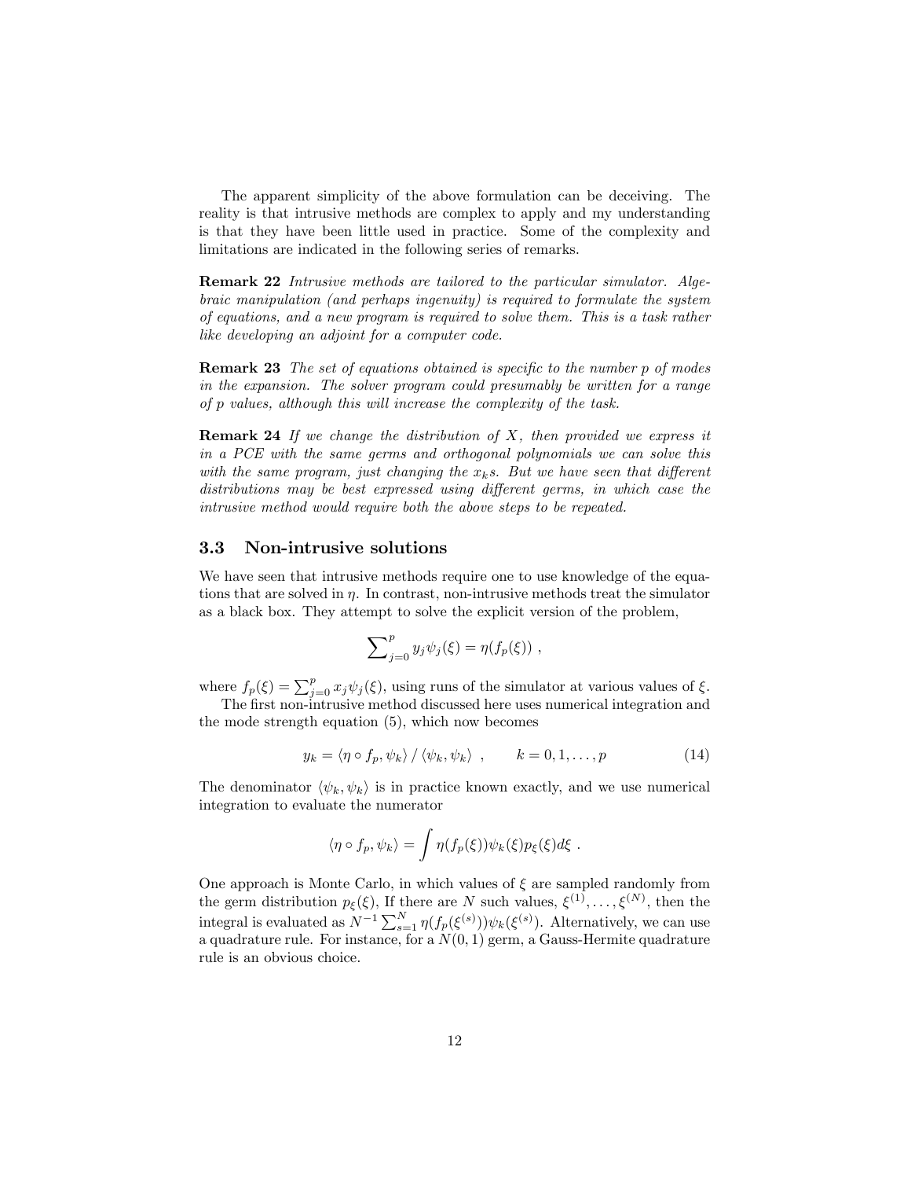The apparent simplicity of the above formulation can be deceiving. The reality is that intrusive methods are complex to apply and my understanding is that they have been little used in practice. Some of the complexity and limitations are indicated in the following series of remarks.

**Remark 22** *Intrusive methods are tailored to the particular simulator. Algebraic manipulation (and perhaps ingenuity) is required to formulate the system of equations, and a new program is required to solve them. This is a task rather like developing an adjoint for a computer code.*

**Remark 23** *The set of equations obtained is specific to the number $p$ of modes in the expansion. The solver program could presumably be written for a range of $p$ values, although this will increase the complexity of the task.*

**Remark 24** *If we change the distribution of $X$, then provided we express it in a PCE with the same germs and orthogonal polynomials we can solve this with the same program, just changing the $x_k$s. But we have seen that different distributions may be best expressed using different germs, in which case the intrusive method would require both the above steps to be repeated.*

### 3.3 Non-intrusive solutions

We have seen that intrusive methods require one to use knowledge of the equations that are solved in $\eta$. In contrast, non-intrusive methods treat the simulator as a black box. They attempt to solve the explicit version of the problem,

$$\sum_{j=0}^{p} y_j \psi_j(\xi) = \eta(f_p(\xi)) \ ,$$

where $f_p(\xi) = \sum_{j=0}^{p} x_j \psi_j(\xi)$, using runs of the simulator at various values of $\xi$.

The first non-intrusive method discussed here uses numerical integration and the mode strength equation (5), which now becomes

$$y_k = \langle \eta \circ f_p, \psi_k \rangle \, / \, \langle \psi_k, \psi_k \rangle \ , \qquad k = 0, 1, \ldots, p \tag{14}$$

The denominator $\langle \psi_k, \psi_k \rangle$ is in practice known exactly, and we use numerical integration to evaluate the numerator

$$\langle \eta \circ f_p, \psi_k \rangle = \int \eta(f_p(\xi)) \psi_k(\xi) p_\xi(\xi) d\xi \ .$$

One approach is Monte Carlo, in which values of $\xi$ are sampled randomly from the germ distribution $p_\xi(\xi)$, If there are $N$ such values, $\xi^{(1)}, \ldots, \xi^{(N)}$, then the integral is evaluated as $N^{-1} \sum_{s=1}^{N} \eta(f_p(\xi^{(s)})) \psi_k(\xi^{(s)})$. Alternatively, we can use a quadrature rule. For instance, for a $N(0, 1)$ germ, a Gauss-Hermite quadrature rule is an obvious choice.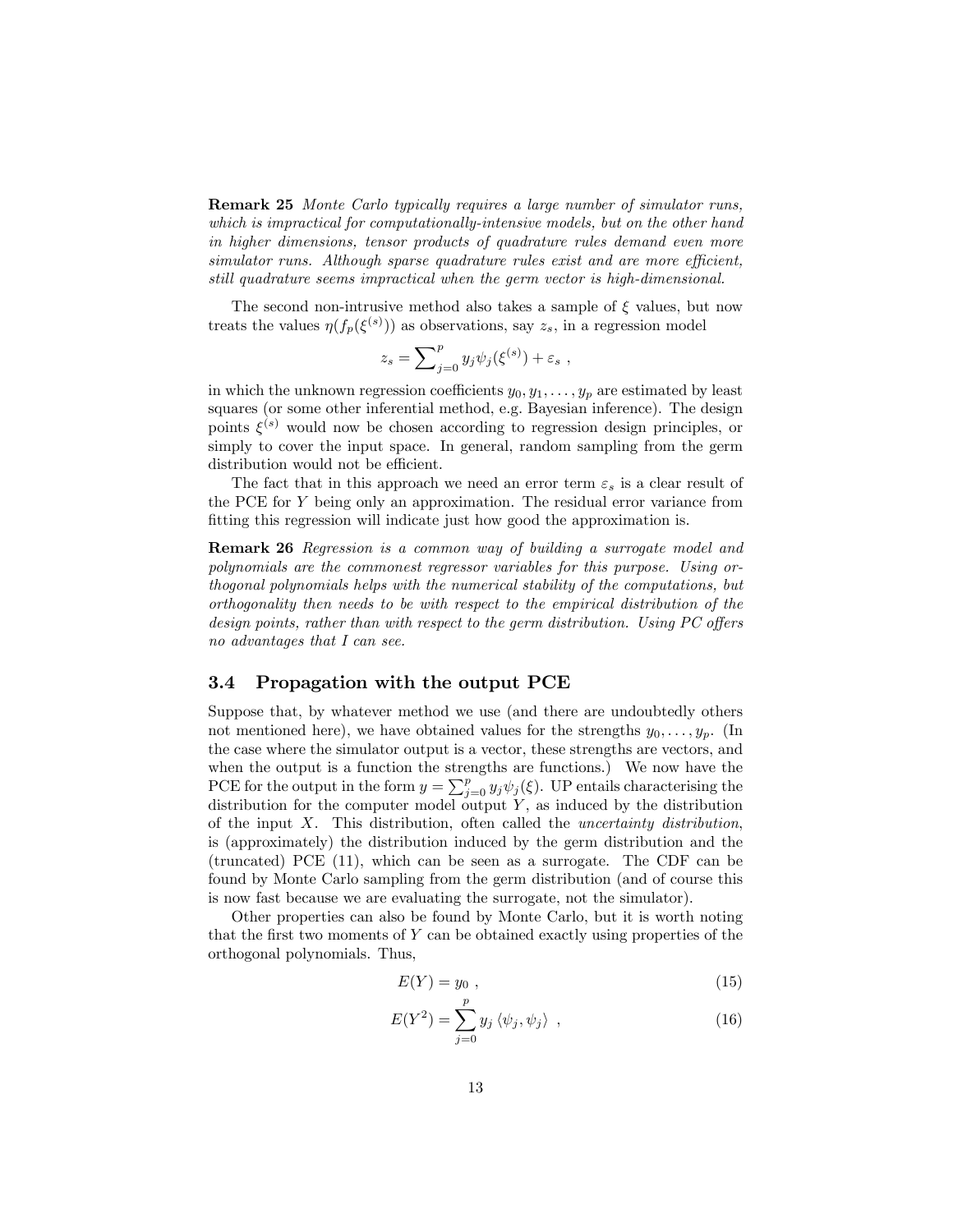**Remark 25** *Monte Carlo typically requires a large number of simulator runs, which is impractical for computationally-intensive models, but on the other hand in higher dimensions, tensor products of quadrature rules demand even more simulator runs. Although sparse quadrature rules exist and are more efficient, still quadrature seems impractical when the germ vector is high-dimensional.*

The second non-intrusive method also takes a sample of $\xi$ values, but now treats the values $\eta(f_p(\xi^{(s)}))$ as observations, say $z_s$, in a regression model

$$z_s = \sum\nolimits_{j=0}^{p} y_j \psi_j(\xi^{(s)}) + \varepsilon_s \ ,$$

in which the unknown regression coefficients $y_0, y_1, \ldots, y_p$ are estimated by least squares (or some other inferential method, e.g. Bayesian inference). The design points $\xi^{(s)}$ would now be chosen according to regression design principles, or simply to cover the input space. In general, random sampling from the germ distribution would not be efficient.

The fact that in this approach we need an error term $\varepsilon_s$ is a clear result of the PCE for $Y$ being only an approximation. The residual error variance from fitting this regression will indicate just how good the approximation is.

**Remark 26** *Regression is a common way of building a surrogate model and polynomials are the commonest regressor variables for this purpose. Using orthogonal polynomials helps with the numerical stability of the computations, but orthogonality then needs to be with respect to the empirical distribution of the design points, rather than with respect to the germ distribution. Using PC offers no advantages that I can see.*

### 3.4 Propagation with the output PCE

Suppose that, by whatever method we use (and there are undoubtedly others not mentioned here), we have obtained values for the strengths $y_0, \ldots, y_p$. (In the case where the simulator output is a vector, these strengths are vectors, and when the output is a function the strengths are functions.) We now have the PCE for the output in the form $y = \sum_{j=0}^{p} y_j \psi_j(\xi)$. UP entails characterising the distribution for the computer model output $Y$, as induced by the distribution of the input $X$. This distribution, often called the *uncertainty distribution*, is (approximately) the distribution induced by the germ distribution and the (truncated) PCE (11), which can be seen as a surrogate. The CDF can be found by Monte Carlo sampling from the germ distribution (and of course this is now fast because we are evaluating the surrogate, not the simulator).

Other properties can also be found by Monte Carlo, but it is worth noting that the first two moments of $Y$ can be obtained exactly using properties of the orthogonal polynomials. Thus,

$$E(Y) = y_0 \ , \tag{15}$$

$$E(Y^2) = \sum_{j=0}^{p} y_j \left\langle \psi_j, \psi_j \right\rangle \ , \tag{16}$$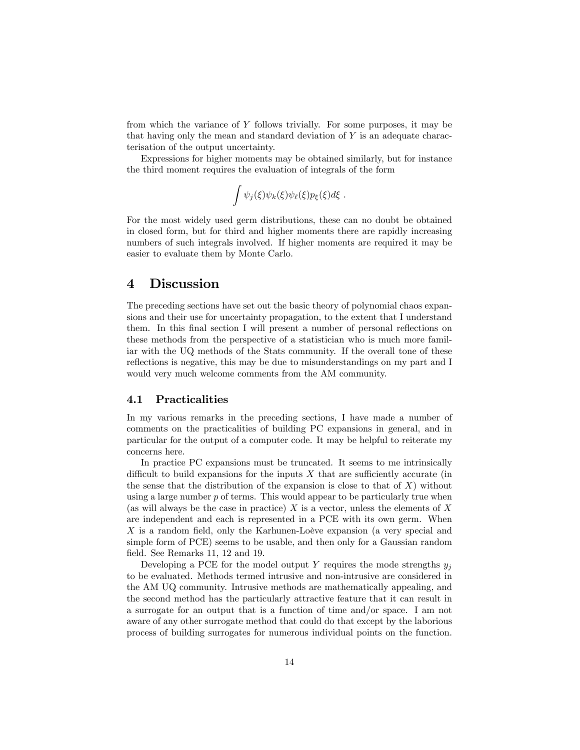from which the variance of $Y$ follows trivially. For some purposes, it may be that having only the mean and standard deviation of $Y$ is an adequate characterisation of the output uncertainty.

Expressions for higher moments may be obtained similarly, but for instance the third moment requires the evaluation of integrals of the form

$$\int \psi_j(\xi)\psi_k(\xi)\psi_\ell(\xi)p_\xi(\xi)d\xi \ .$$

For the most widely used germ distributions, these can no doubt be obtained in closed form, but for third and higher moments there are rapidly increasing numbers of such integrals involved. If higher moments are required it may be easier to evaluate them by Monte Carlo.

# 4 Discussion

The preceding sections have set out the basic theory of polynomial chaos expansions and their use for uncertainty propagation, to the extent that I understand them. In this final section I will present a number of personal reflections on these methods from the perspective of a statistician who is much more familiar with the UQ methods of the Stats community. If the overall tone of these reflections is negative, this may be due to misunderstandings on my part and I would very much welcome comments from the AM community.

## 4.1 Practicalities

In my various remarks in the preceding sections, I have made a number of comments on the practicalities of building PC expansions in general, and in particular for the output of a computer code. It may be helpful to reiterate my concerns here.

In practice PC expansions must be truncated. It seems to me intrinsically difficult to build expansions for the inputs $X$ that are sufficiently accurate (in the sense that the distribution of the expansion is close to that of $X$) without using a large number $p$ of terms. This would appear to be particularly true when (as will always be the case in practice) $X$ is a vector, unless the elements of $X$ are independent and each is represented in a PCE with its own germ. When $X$ is a random field, only the Karhunen-Loève expansion (a very special and simple form of PCE) seems to be usable, and then only for a Gaussian random field. See Remarks 11, 12 and 19.

Developing a PCE for the model output $Y$ requires the mode strengths $y_j$ to be evaluated. Methods termed intrusive and non-intrusive are considered in the AM UQ community. Intrusive methods are mathematically appealing, and the second method has the particularly attractive feature that it can result in a surrogate for an output that is a function of time and/or space. I am not aware of any other surrogate method that could do that except by the laborious process of building surrogates for numerous individual points on the function.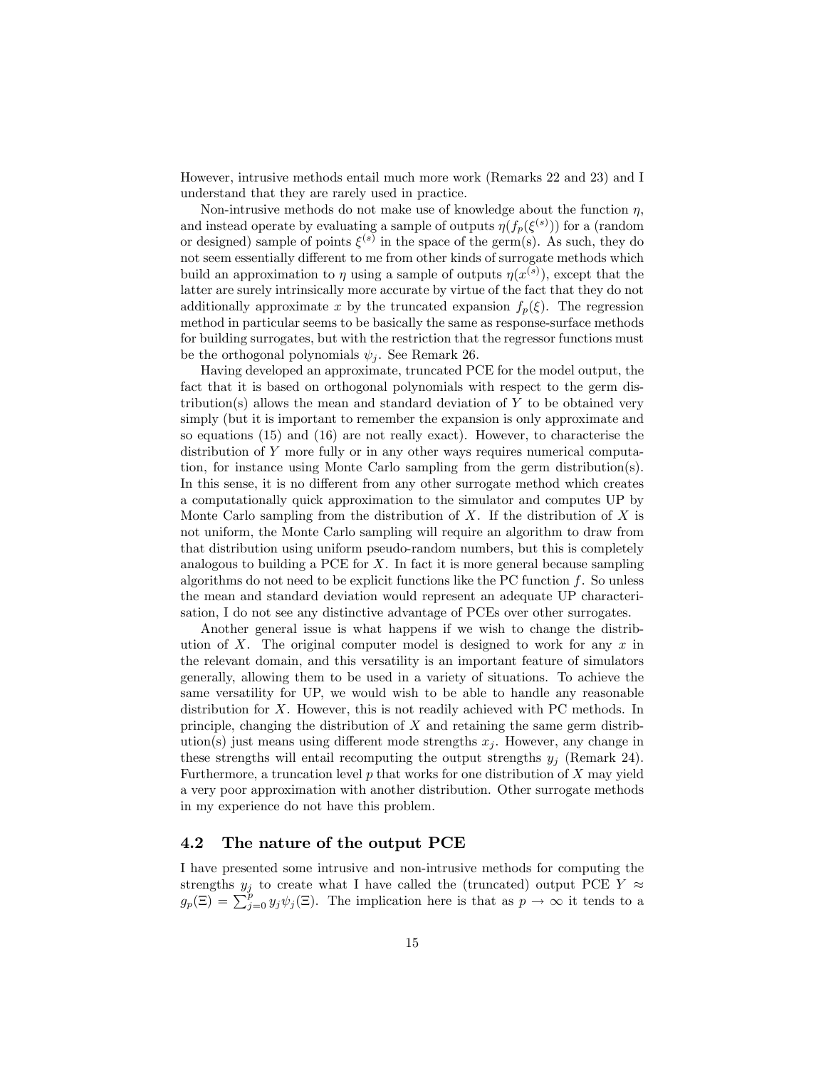However, intrusive methods entail much more work (Remarks 22 and 23) and I understand that they are rarely used in practice.

Non-intrusive methods do not make use of knowledge about the function $\eta$, and instead operate by evaluating a sample of outputs $\eta(f_p(\xi^{(s)}))$ for a (random or designed) sample of points $\xi^{(s)}$ in the space of the germ(s). As such, they do not seem essentially different to me from other kinds of surrogate methods which build an approximation to $\eta$ using a sample of outputs $\eta(x^{(s)})$, except that the latter are surely intrinsically more accurate by virtue of the fact that they do not additionally approximate $x$ by the truncated expansion $f_p(\xi)$. The regression method in particular seems to be basically the same as response-surface methods for building surrogates, but with the restriction that the regressor functions must be the orthogonal polynomials $\psi_j$. See Remark 26.

Having developed an approximate, truncated PCE for the model output, the fact that it is based on orthogonal polynomials with respect to the germ distribution(s) allows the mean and standard deviation of $Y$ to be obtained very simply (but it is important to remember the expansion is only approximate and so equations (15) and (16) are not really exact). However, to characterise the distribution of $Y$ more fully or in any other ways requires numerical computation, for instance using Monte Carlo sampling from the germ distribution(s). In this sense, it is no different from any other surrogate method which creates a computationally quick approximation to the simulator and computes UP by Monte Carlo sampling from the distribution of $X$. If the distribution of $X$ is not uniform, the Monte Carlo sampling will require an algorithm to draw from that distribution using uniform pseudo-random numbers, but this is completely analogous to building a PCE for $X$. In fact it is more general because sampling algorithms do not need to be explicit functions like the PC function $f$. So unless the mean and standard deviation would represent an adequate UP characterisation, I do not see any distinctive advantage of PCEs over other surrogates.

Another general issue is what happens if we wish to change the distribution of $X$. The original computer model is designed to work for any $x$ in the relevant domain, and this versatility is an important feature of simulators generally, allowing them to be used in a variety of situations. To achieve the same versatility for UP, we would wish to be able to handle any reasonable distribution for $X$. However, this is not readily achieved with PC methods. In principle, changing the distribution of $X$ and retaining the same germ distribution(s) just means using different mode strengths $x_j$. However, any change in these strengths will entail recomputing the output strengths $y_j$ (Remark 24). Furthermore, a truncation level $p$ that works for one distribution of $X$ may yield a very poor approximation with another distribution. Other surrogate methods in my experience do not have this problem.

## 4.2 The nature of the output PCE

I have presented some intrusive and non-intrusive methods for computing the strengths $y_j$ to create what I have called the (truncated) output PCE $Y \approx g_p(\Xi) = \sum_{j=0}^{p} y_j \psi_j(\Xi)$. The implication here is that as $p \to \infty$ it tends to a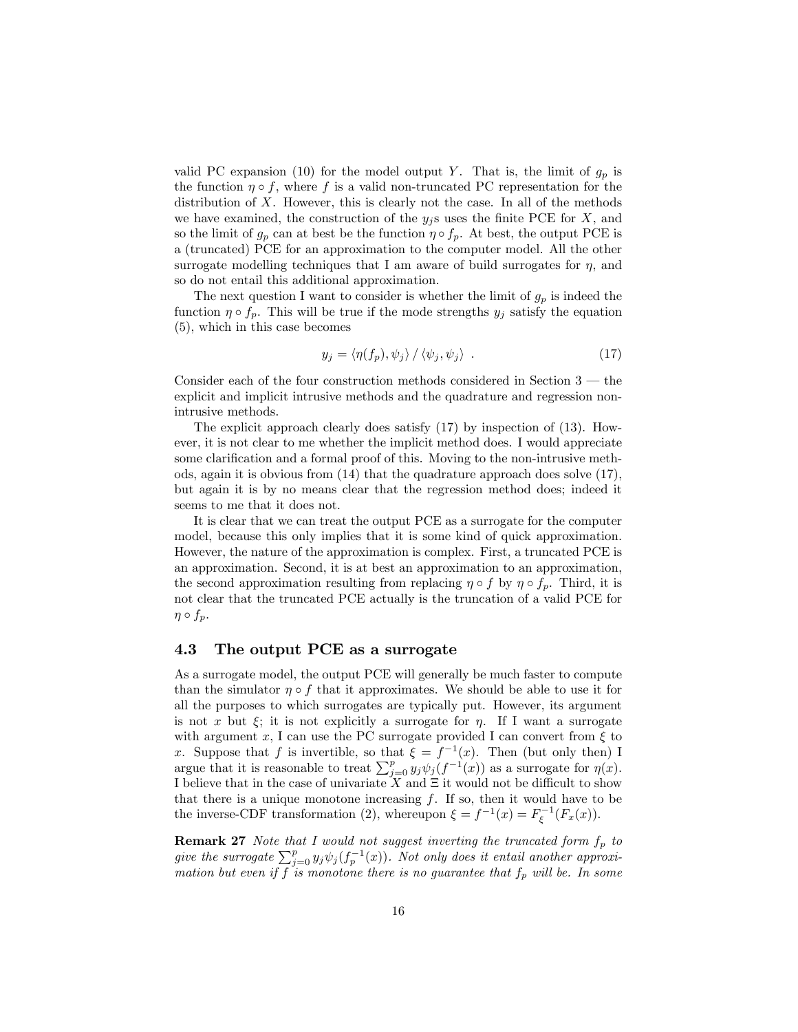valid PC expansion (10) for the model output $Y$. That is, the limit of $g_p$ is the function $\eta \circ f$, where $f$ is a valid non-truncated PC representation for the distribution of $X$. However, this is clearly not the case. In all of the methods we have examined, the construction of the $y_j$s uses the finite PCE for $X$, and so the limit of $g_p$ can at best be the function $\eta \circ f_p$. At best, the output PCE is a (truncated) PCE for an approximation to the computer model. All the other surrogate modelling techniques that I am aware of build surrogates for $\eta$, and so do not entail this additional approximation.

The next question I want to consider is whether the limit of $g_p$ is indeed the function $\eta \circ f_p$. This will be true if the mode strengths $y_j$ satisfy the equation (5), which in this case becomes

$$y_j = \langle \eta(f_p), \psi_j \rangle \, / \, \langle \psi_j, \psi_j \rangle \ . \tag{17}$$

Consider each of the four construction methods considered in Section 3 — the explicit and implicit intrusive methods and the quadrature and regression non-intrusive methods.

The explicit approach clearly does satisfy (17) by inspection of (13). However, it is not clear to me whether the implicit method does. I would appreciate some clarification and a formal proof of this. Moving to the non-intrusive methods, again it is obvious from (14) that the quadrature approach does solve (17), but again it is by no means clear that the regression method does; indeed it seems to me that it does not.

It is clear that we can treat the output PCE as a surrogate for the computer model, because this only implies that it is some kind of quick approximation. However, the nature of the approximation is complex. First, a truncated PCE is an approximation. Second, it is at best an approximation to an approximation, the second approximation resulting from replacing $\eta \circ f$ by $\eta \circ f_p$. Third, it is not clear that the truncated PCE actually is the truncation of a valid PCE for $\eta \circ f_p$.

## 4.3 The output PCE as a surrogate

As a surrogate model, the output PCE will generally be much faster to compute than the simulator $\eta \circ f$ that it approximates. We should be able to use it for all the purposes to which surrogates are typically put. However, its argument is not $x$ but $\xi$; it is not explicitly a surrogate for $\eta$. If I want a surrogate with argument $x$, I can use the PC surrogate provided I can convert from $\xi$ to $x$. Suppose that $f$ is invertible, so that $\xi = f^{-1}(x)$. Then (but only then) I argue that it is reasonable to treat $\sum_{j=0}^{p} y_j \psi_j(f^{-1}(x))$ as a surrogate for $\eta(x)$. I believe that in the case of univariate $X$ and $\Xi$ it would not be difficult to show that there is a unique monotone increasing $f$. If so, then it would have to be the inverse-CDF transformation (2), whereupon $\xi = f^{-1}(x) = F_{\xi}^{-1}(F_x(x))$.

**Remark 27** *Note that I would not suggest inverting the truncated form $f_p$ to give the surrogate $\sum_{j=0}^{p} y_j \psi_j(f_p^{-1}(x))$. Not only does it entail another approximation but even if $f$ is monotone there is no guarantee that $f_p$ will be. In some*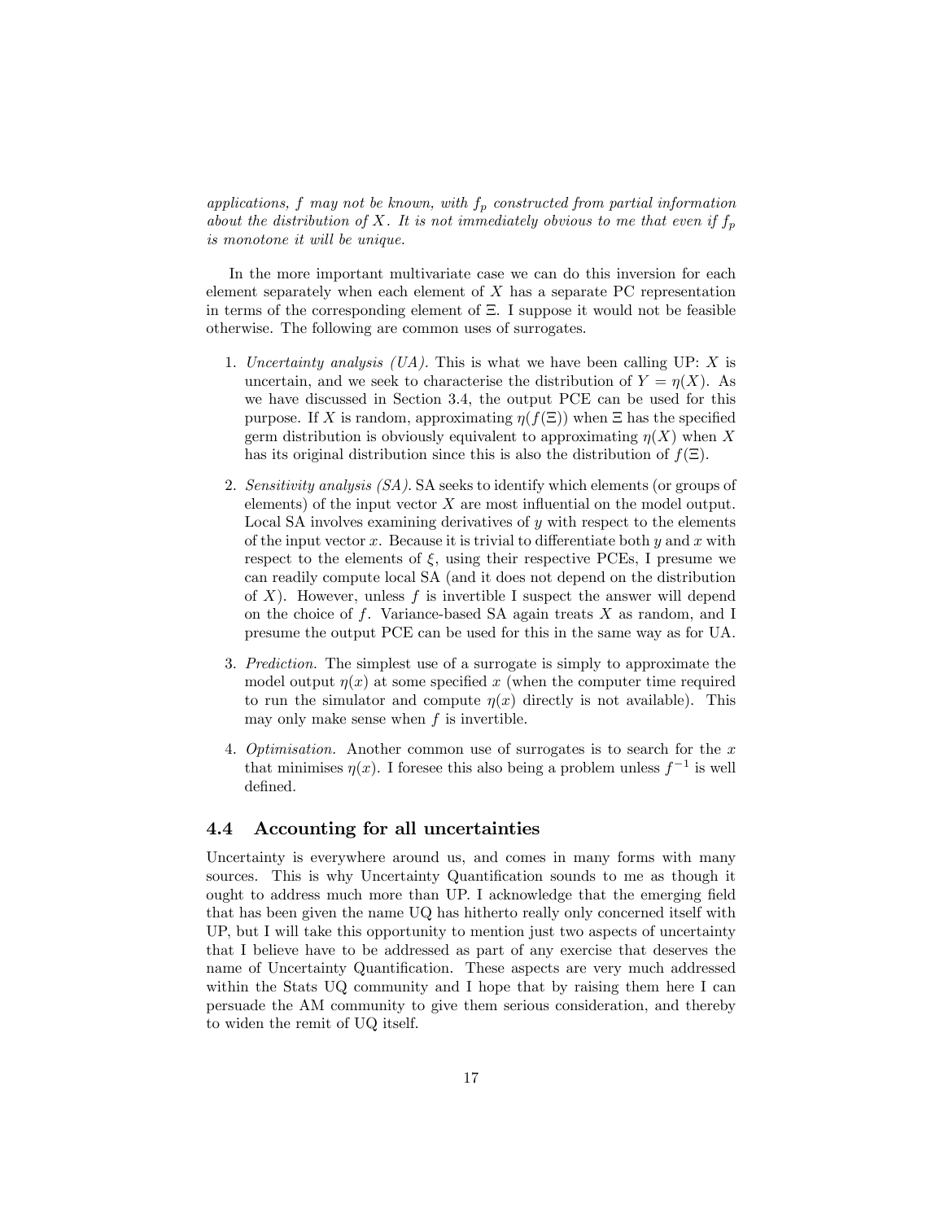*applications, $f$ may not be known, with $f_p$ constructed from partial information about the distribution of $X$. It is not immediately obvious to me that even if $f_p$ is monotone it will be unique.*

In the more important multivariate case we can do this inversion for each element separately when each element of $X$ has a separate PC representation in terms of the corresponding element of $\Xi$. I suppose it would not be feasible otherwise. The following are common uses of surrogates.

1. *Uncertainty analysis (UA).* This is what we have been calling UP: $X$ is uncertain, and we seek to characterise the distribution of $Y = \eta(X)$. As we have discussed in Section 3.4, the output PCE can be used for this purpose. If $X$ is random, approximating $\eta(f(\Xi))$ when $\Xi$ has the specified germ distribution is obviously equivalent to approximating $\eta(X)$ when $X$ has its original distribution since this is also the distribution of $f(\Xi)$.

2. *Sensitivity analysis (SA).* SA seeks to identify which elements (or groups of elements) of the input vector $X$ are most influential on the model output. Local SA involves examining derivatives of $y$ with respect to the elements of the input vector $x$. Because it is trivial to differentiate both $y$ and $x$ with respect to the elements of $\xi$, using their respective PCEs, I presume we can readily compute local SA (and it does not depend on the distribution of $X$). However, unless $f$ is invertible I suspect the answer will depend on the choice of $f$. Variance-based SA again treats $X$ as random, and I presume the output PCE can be used for this in the same way as for UA.

3. *Prediction.* The simplest use of a surrogate is simply to approximate the model output $\eta(x)$ at some specified $x$ (when the computer time required to run the simulator and compute $\eta(x)$ directly is not available). This may only make sense when $f$ is invertible.

4. *Optimisation.* Another common use of surrogates is to search for the $x$ that minimises $\eta(x)$. I foresee this also being a problem unless $f^{-1}$ is well defined.

### 4.4 Accounting for all uncertainties

Uncertainty is everywhere around us, and comes in many forms with many sources. This is why Uncertainty Quantification sounds to me as though it ought to address much more than UP. I acknowledge that the emerging field that has been given the name UQ has hitherto really only concerned itself with UP, but I will take this opportunity to mention just two aspects of uncertainty that I believe have to be addressed as part of any exercise that deserves the name of Uncertainty Quantification. These aspects are very much addressed within the Stats UQ community and I hope that by raising them here I can persuade the AM community to give them serious consideration, and thereby to widen the remit of UQ itself.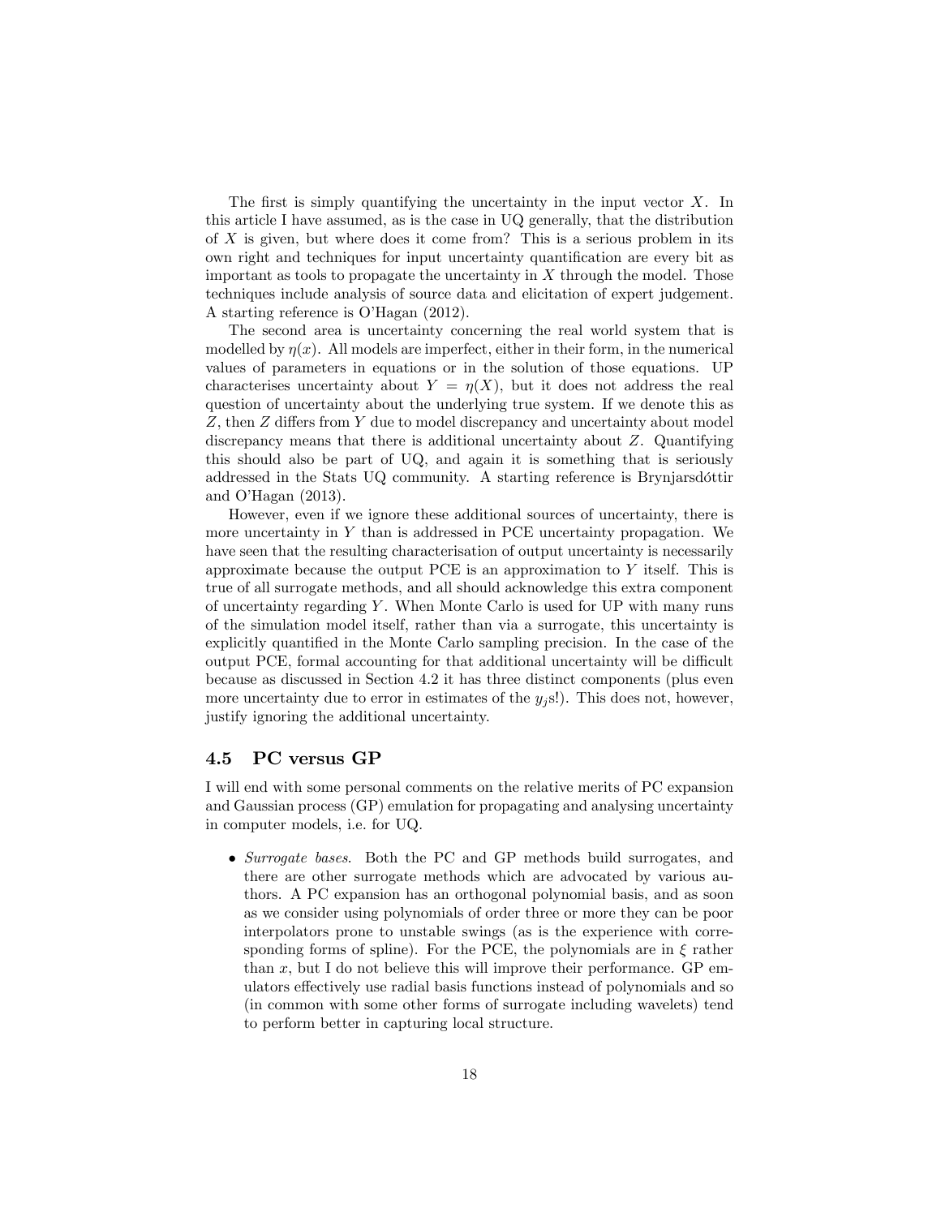The first is simply quantifying the uncertainty in the input vector $X$. In this article I have assumed, as is the case in UQ generally, that the distribution of $X$ is given, but where does it come from? This is a serious problem in its own right and techniques for input uncertainty quantification are every bit as important as tools to propagate the uncertainty in $X$ through the model. Those techniques include analysis of source data and elicitation of expert judgement. A starting reference is O'Hagan (2012).

The second area is uncertainty concerning the real world system that is modelled by $\eta(x)$. All models are imperfect, either in their form, in the numerical values of parameters in equations or in the solution of those equations. UP characterises uncertainty about $Y = \eta(X)$, but it does not address the real question of uncertainty about the underlying true system. If we denote this as $Z$, then $Z$ differs from $Y$ due to model discrepancy and uncertainty about model discrepancy means that there is additional uncertainty about $Z$. Quantifying this should also be part of UQ, and again it is something that is seriously addressed in the Stats UQ community. A starting reference is Brynjarsdóttir and O'Hagan (2013).

However, even if we ignore these additional sources of uncertainty, there is more uncertainty in $Y$ than is addressed in PCE uncertainty propagation. We have seen that the resulting characterisation of output uncertainty is necessarily approximate because the output PCE is an approximation to $Y$ itself. This is true of all surrogate methods, and all should acknowledge this extra component of uncertainty regarding $Y$. When Monte Carlo is used for UP with many runs of the simulation model itself, rather than via a surrogate, this uncertainty is explicitly quantified in the Monte Carlo sampling precision. In the case of the output PCE, formal accounting for that additional uncertainty will be difficult because as discussed in Section 4.2 it has three distinct components (plus even more uncertainty due to error in estimates of the $y_j$s!). This does not, however, justify ignoring the additional uncertainty.

### 4.5 PC versus GP

I will end with some personal comments on the relative merits of PC expansion and Gaussian process (GP) emulation for propagating and analysing uncertainty in computer models, i.e. for UQ.

- *Surrogate bases*. Both the PC and GP methods build surrogates, and there are other surrogate methods which are advocated by various authors. A PC expansion has an orthogonal polynomial basis, and as soon as we consider using polynomials of order three or more they can be poor interpolators prone to unstable swings (as is the experience with corresponding forms of spline). For the PCE, the polynomials are in $\xi$ rather than $x$, but I do not believe this will improve their performance. GP emulators effectively use radial basis functions instead of polynomials and so (in common with some other forms of surrogate including wavelets) tend to perform better in capturing local structure.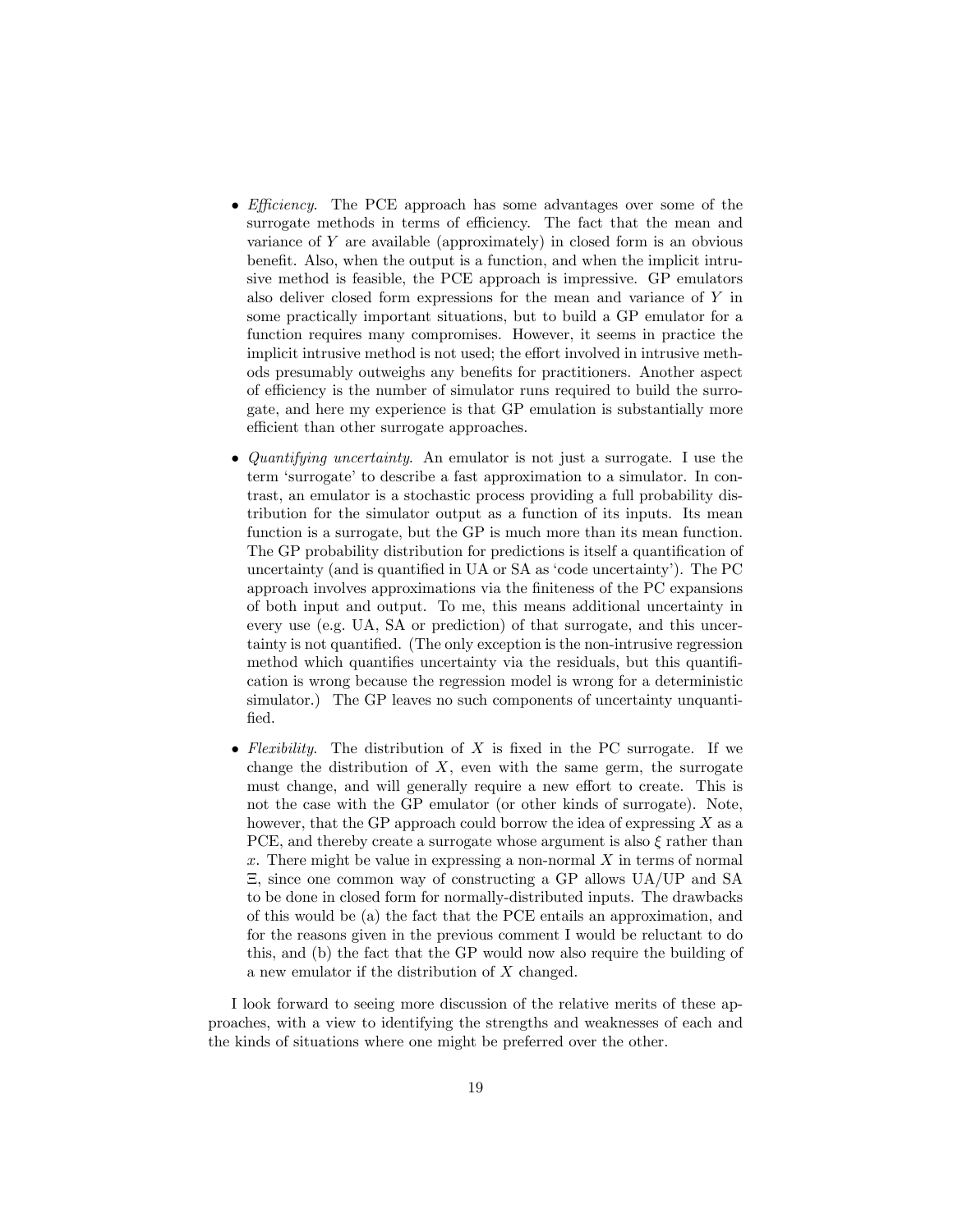- *Efficiency*. The PCE approach has some advantages over some of the surrogate methods in terms of efficiency. The fact that the mean and variance of $Y$ are available (approximately) in closed form is an obvious benefit. Also, when the output is a function, and when the implicit intrusive method is feasible, the PCE approach is impressive. GP emulators also deliver closed form expressions for the mean and variance of $Y$ in some practically important situations, but to build a GP emulator for a function requires many compromises. However, it seems in practice the implicit intrusive method is not used; the effort involved in intrusive methods presumably outweighs any benefits for practitioners. Another aspect of efficiency is the number of simulator runs required to build the surrogate, and here my experience is that GP emulation is substantially more efficient than other surrogate approaches.

- *Quantifying uncertainty*. An emulator is not just a surrogate. I use the term 'surrogate' to describe a fast approximation to a simulator. In contrast, an emulator is a stochastic process providing a full probability distribution for the simulator output as a function of its inputs. Its mean function is a surrogate, but the GP is much more than its mean function. The GP probability distribution for predictions is itself a quantification of uncertainty (and is quantified in UA or SA as 'code uncertainty'). The PC approach involves approximations via the finiteness of the PC expansions of both input and output. To me, this means additional uncertainty in every use (e.g. UA, SA or prediction) of that surrogate, and this uncertainty is not quantified. (The only exception is the non-intrusive regression method which quantifies uncertainty via the residuals, but this quantification is wrong because the regression model is wrong for a deterministic simulator.) The GP leaves no such components of uncertainty unquantified.

- *Flexibility*. The distribution of $X$ is fixed in the PC surrogate. If we change the distribution of $X$, even with the same germ, the surrogate must change, and will generally require a new effort to create. This is not the case with the GP emulator (or other kinds of surrogate). Note, however, that the GP approach could borrow the idea of expressing $X$ as a PCE, and thereby create a surrogate whose argument is also $\xi$ rather than $x$. There might be value in expressing a non-normal $X$ in terms of normal $\Xi$, since one common way of constructing a GP allows UA/UP and SA to be done in closed form for normally-distributed inputs. The drawbacks of this would be (a) the fact that the PCE entails an approximation, and for the reasons given in the previous comment I would be reluctant to do this, and (b) the fact that the GP would now also require the building of a new emulator if the distribution of $X$ changed.

I look forward to seeing more discussion of the relative merits of these approaches, with a view to identifying the strengths and weaknesses of each and the kinds of situations where one might be preferred over the other.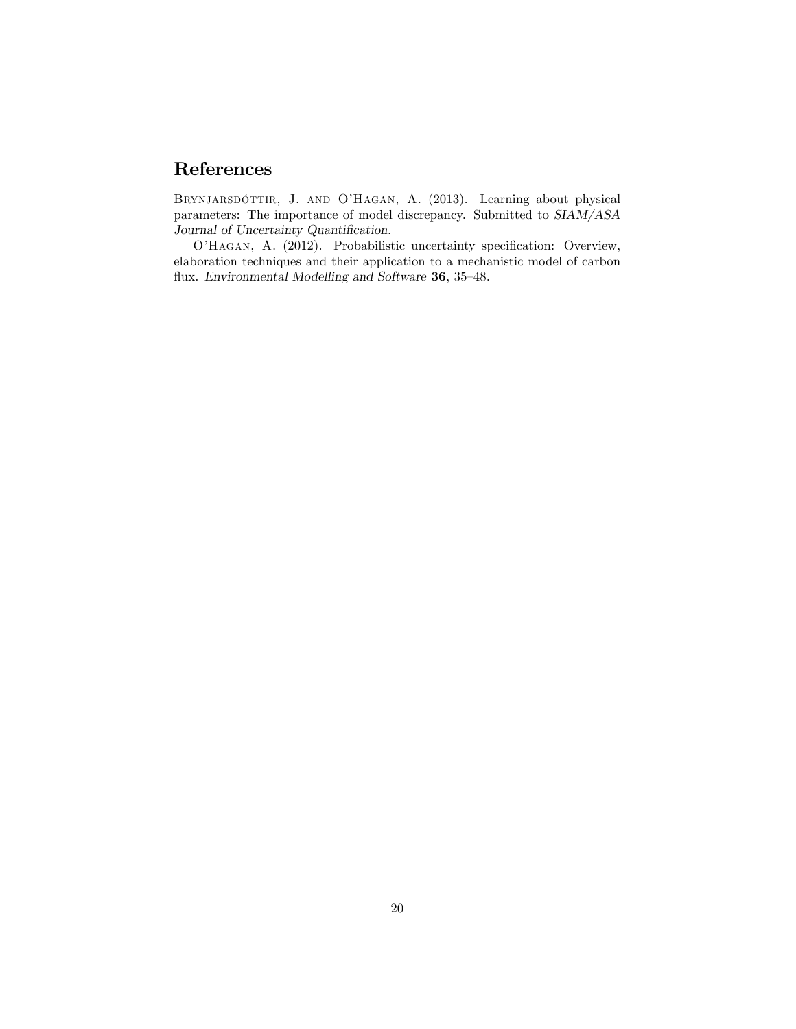## References

Brynjarsdóttir, J. and O'Hagan, A. (2013). Learning about physical parameters: The importance of model discrepancy. Submitted to *SIAM/ASA Journal of Uncertainty Quantification*.

O'Hagan, A. (2012). Probabilistic uncertainty specification: Overview, elaboration techniques and their application to a mechanistic model of carbon flux. *Environmental Modelling and Software* **36**, 35–48.